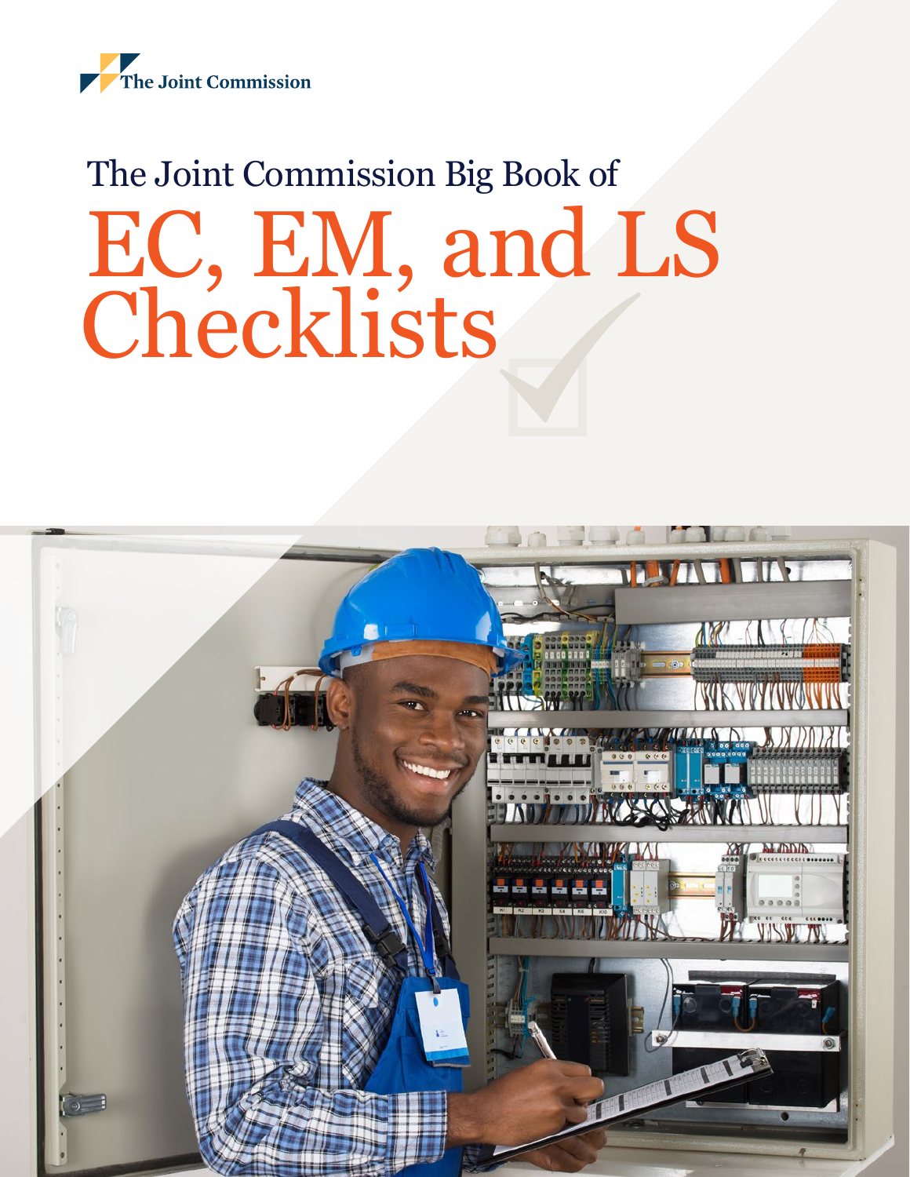The Joint Commission

The Joint Commission Big Book of

# EC, EM, and LS Checklists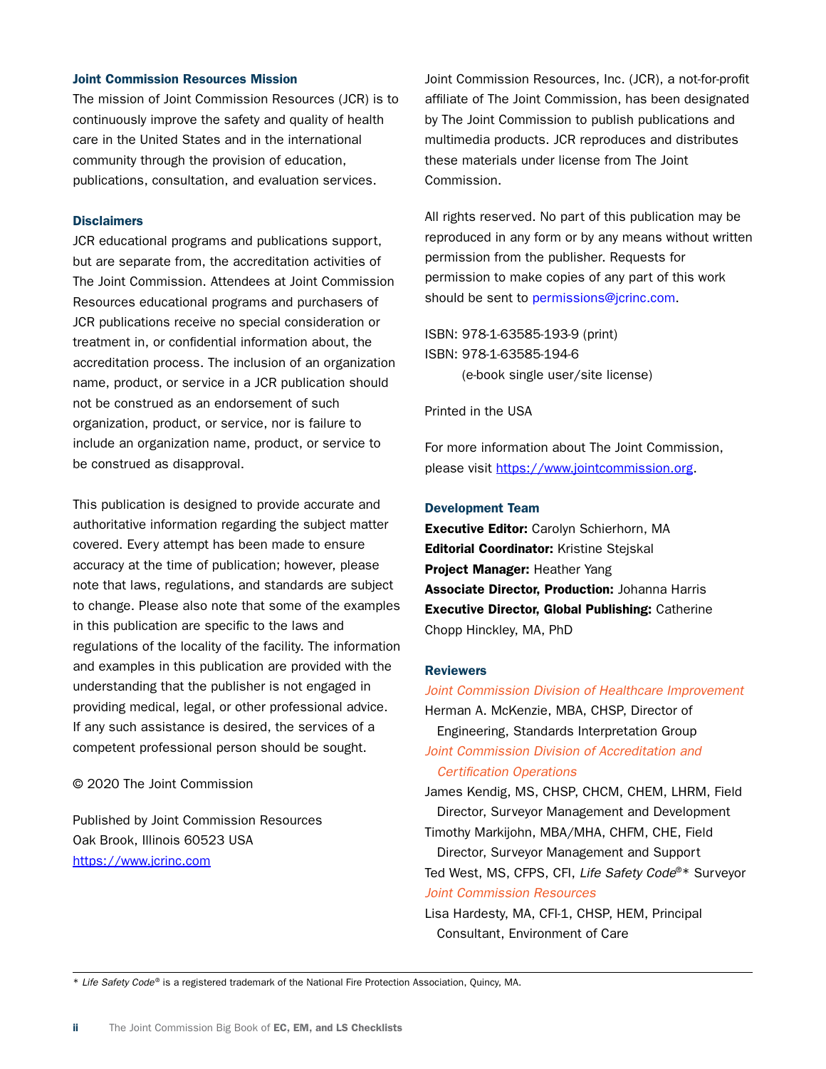### Joint Commission Resources Mission

The mission of Joint Commission Resources (JCR) is to continuously improve the safety and quality of health care in the United States and in the international community through the provision of education, publications, consultation, and evaluation services.

### Disclaimers

JCR educational programs and publications support, but are separate from, the accreditation activities of The Joint Commission. Attendees at Joint Commission Resources educational programs and purchasers of JCR publications receive no special consideration or treatment in, or confidential information about, the accreditation process. The inclusion of an organization name, product, or service in a JCR publication should not be construed as an endorsement of such organization, product, or service, nor is failure to include an organization name, product, or service to be construed as disapproval.

This publication is designed to provide accurate and authoritative information regarding the subject matter covered. Every attempt has been made to ensure accuracy at the time of publication; however, please note that laws, regulations, and standards are subject to change. Please also note that some of the examples in this publication are specific to the laws and regulations of the locality of the facility. The information and examples in this publication are provided with the understanding that the publisher is not engaged in providing medical, legal, or other professional advice. If any such assistance is desired, the services of a competent professional person should be sought.

© 2020 The Joint Commission

Published by Joint Commission Resources
Oak Brook, Illinois 60523 USA
https://www.jcrinc.com

Joint Commission Resources, Inc. (JCR), a not-for-profit affiliate of The Joint Commission, has been designated by The Joint Commission to publish publications and multimedia products. JCR reproduces and distributes these materials under license from The Joint Commission.

All rights reserved. No part of this publication may be reproduced in any form or by any means without written permission from the publisher. Requests for permission to make copies of any part of this work should be sent to permissions@jcrinc.com.

ISBN: 978-1-63585-193-9 (print)
ISBN: 978-1-63585-194-6
(e-book single user/site license)

Printed in the USA

For more information about The Joint Commission, please visit https://www.jointcommission.org.

### Development Team

**Executive Editor:** Carolyn Schierhorn, MA
**Editorial Coordinator:** Kristine Stejskal
**Project Manager:** Heather Yang
**Associate Director, Production:** Johanna Harris
**Executive Director, Global Publishing:** Catherine Chopp Hinckley, MA, PhD

### Reviewers

*Joint Commission Division of Healthcare Improvement*

Herman A. McKenzie, MBA, CHSP, Director of Engineering, Standards Interpretation Group

*Joint Commission Division of Accreditation and Certification Operations*

James Kendig, MS, CHSP, CHCM, CHEM, LHRM, Field Director, Surveyor Management and Development

Timothy Markijohn, MBA/MHA, CHFM, CHE, Field Director, Surveyor Management and Support

Ted West, MS, CFPS, CFI, *Life Safety Code*®* Surveyor

*Joint Commission Resources*

Lisa Hardesty, MA, CFI-1, CHSP, HEM, Principal Consultant, Environment of Care

---

\* *Life Safety Code*® is a registered trademark of the National Fire Protection Association, Quincy, MA.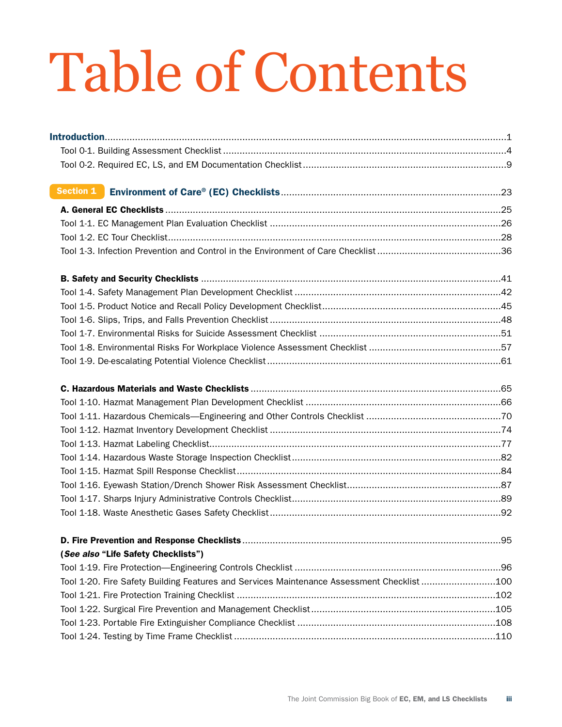# Table of Contents

**Introduction**....................1

Tool 0-1. Building Assessment Checklist....................4

Tool 0-2. Required EC, LS, and EM Documentation Checklist....................9

## Section 1 Environment of Care® (EC) Checklists....................23

**A. General EC Checklists**....................25

Tool 1-1. EC Management Plan Evaluation Checklist....................26

Tool 1-2. EC Tour Checklist....................28

Tool 1-3. Infection Prevention and Control in the Environment of Care Checklist....................36

**B. Safety and Security Checklists**....................41

Tool 1-4. Safety Management Plan Development Checklist....................42

Tool 1-5. Product Notice and Recall Policy Development Checklist....................45

Tool 1-6. Slips, Trips, and Falls Prevention Checklist....................48

Tool 1-7. Environmental Risks for Suicide Assessment Checklist....................51

Tool 1-8. Environmental Risks For Workplace Violence Assessment Checklist....................57

Tool 1-9. De-escalating Potential Violence Checklist....................61

**C. Hazardous Materials and Waste Checklists**....................65

Tool 1-10. Hazmat Management Plan Development Checklist....................66

Tool 1-11. Hazardous Chemicals—Engineering and Other Controls Checklist....................70

Tool 1-12. Hazmat Inventory Development Checklist....................74

Tool 1-13. Hazmat Labeling Checklist....................77

Tool 1-14. Hazardous Waste Storage Inspection Checklist....................82

Tool 1-15. Hazmat Spill Response Checklist....................84

Tool 1-16. Eyewash Station/Drench Shower Risk Assessment Checklist....................87

Tool 1-17. Sharps Injury Administrative Controls Checklist....................89

Tool 1-18. Waste Anesthetic Gases Safety Checklist....................92

**D. Fire Prevention and Response Checklists**....................95

**(*See also* "Life Safety Checklists")**

Tool 1-19. Fire Protection—Engineering Controls Checklist....................96

Tool 1-20. Fire Safety Building Features and Services Maintenance Assessment Checklist....................100

Tool 1-21. Fire Protection Training Checklist....................102

Tool 1-22. Surgical Fire Prevention and Management Checklist....................105

Tool 1-23. Portable Fire Extinguisher Compliance Checklist....................108

Tool 1-24. Testing by Time Frame Checklist....................110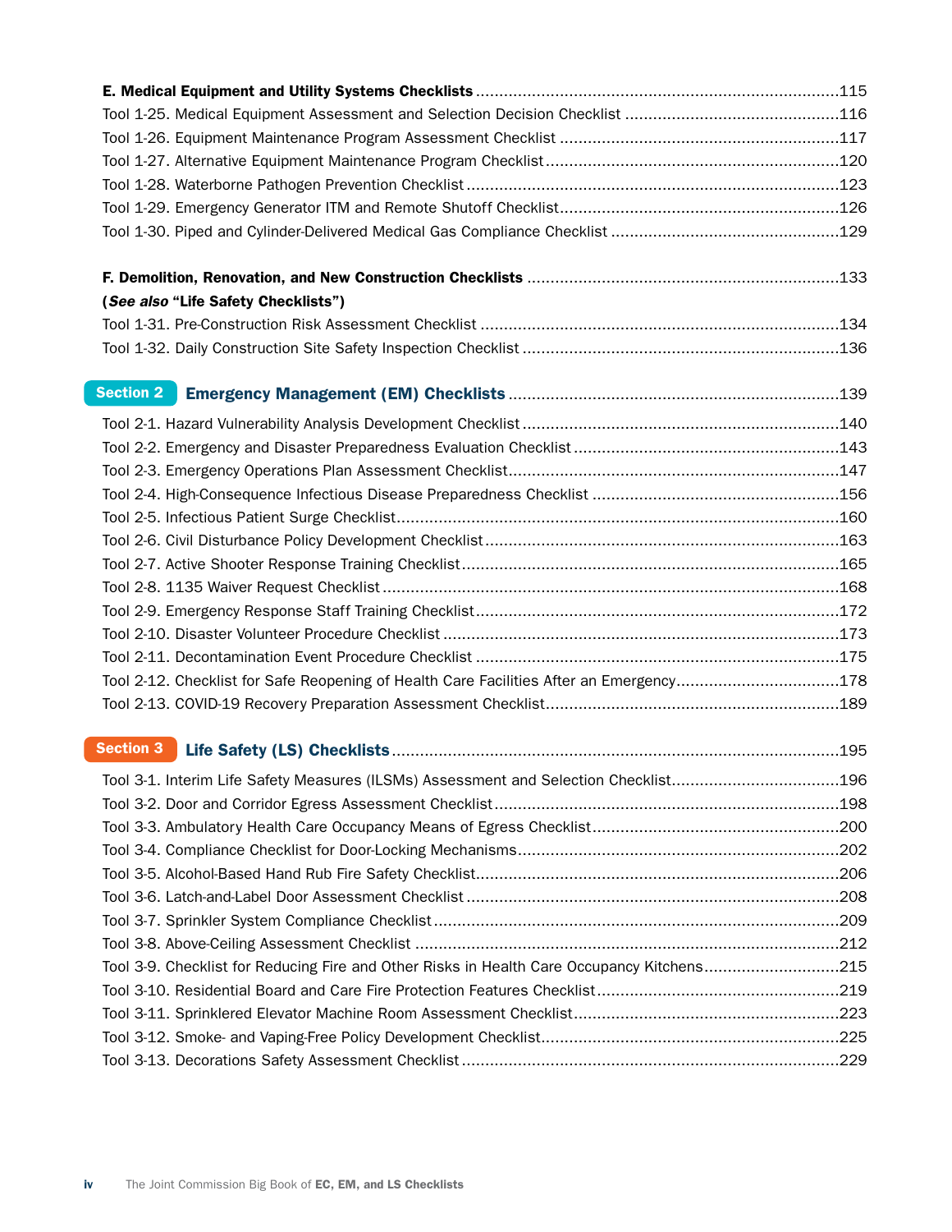**E. Medical Equipment and Utility Systems Checklists** .......................................................................115

Tool 1-25. Medical Equipment Assessment and Selection Decision Checklist ..............................................116

Tool 1-26. Equipment Maintenance Program Assessment Checklist ............................................................117

Tool 1-27. Alternative Equipment Maintenance Program Checklist ..............................................................120

Tool 1-28. Waterborne Pathogen Prevention Checklist ...............................................................................123

Tool 1-29. Emergency Generator ITM and Remote Shutoff Checklist............................................................126

Tool 1-30. Piped and Cylinder-Delivered Medical Gas Compliance Checklist .................................................129

**F. Demolition, Renovation, and New Construction Checklists** ..................................................................133

**(*See also* "Life Safety Checklists")**

Tool 1-31. Pre-Construction Risk Assessment Checklist .............................................................................134

Tool 1-32. Daily Construction Site Safety Inspection Checklist ....................................................................136

## Section 2 Emergency Management (EM) Checklists .......................................................................139

Tool 2-1. Hazard Vulnerability Analysis Development Checklist ....................................................................140

Tool 2-2. Emergency and Disaster Preparedness Evaluation Checklist .........................................................143

Tool 2-3. Emergency Operations Plan Assessment Checklist.......................................................................147

Tool 2-4. High-Consequence Infectious Disease Preparedness Checklist .....................................................156

Tool 2-5. Infectious Patient Surge Checklist...............................................................................................160

Tool 2-6. Civil Disturbance Policy Development Checklist ............................................................................163

Tool 2-7. Active Shooter Response Training Checklist ................................................................................165

Tool 2-8. 1135 Waiver Request Checklist ..................................................................................................168

Tool 2-9. Emergency Response Staff Training Checklist..............................................................................172

Tool 2-10. Disaster Volunteer Procedure Checklist .....................................................................................173

Tool 2-11. Decontamination Event Procedure Checklist ..............................................................................175

Tool 2-12. Checklist for Safe Reopening of Health Care Facilities After an Emergency...................................178

Tool 2-13. COVID-19 Recovery Preparation Assessment Checklist...............................................................189

## Section 3 Life Safety (LS) Checklists ................................................................................195

Tool 3-1. Interim Life Safety Measures (ILSMs) Assessment and Selection Checklist....................................196

Tool 3-2. Door and Corridor Egress Assessment Checklist ..........................................................................198

Tool 3-3. Ambulatory Health Care Occupancy Means of Egress Checklist .....................................................200

Tool 3-4. Compliance Checklist for Door-Locking Mechanisms.....................................................................202

Tool 3-5. Alcohol-Based Hand Rub Fire Safety Checklist..............................................................................206

Tool 3-6. Latch-and-Label Door Assessment Checklist ................................................................................208

Tool 3-7. Sprinkler System Compliance Checklist .......................................................................................209

Tool 3-8. Above-Ceiling Assessment Checklist ...........................................................................................212

Tool 3-9. Checklist for Reducing Fire and Other Risks in Health Care Occupancy Kitchens.............................215

Tool 3-10. Residential Board and Care Fire Protection Features Checklist....................................................219

Tool 3-11. Sprinklered Elevator Machine Room Assessment Checklist..........................................................223

Tool 3-12. Smoke- and Vaping-Free Policy Development Checklist................................................................225

Tool 3-13. Decorations Safety Assessment Checklist .................................................................................229